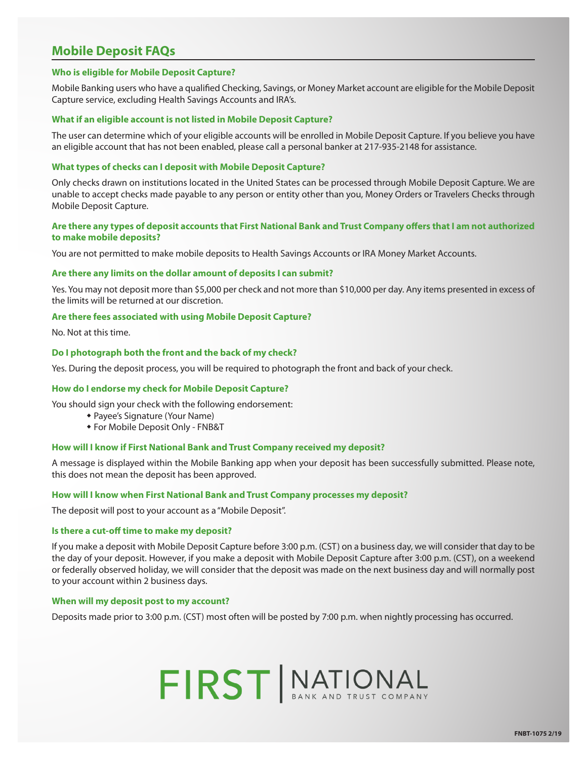# Mobile Deposit FAQs

### Who is eligible for Mobile Deposit Capture?

Mobile Banking users who have a qualified Checking, Savings, or Money Market account are eligible for the Mobile Deposit Capture service, excluding Health Savings Accounts and IRA's.

### What if an eligible account is not listed in Mobile Deposit Capture?

The user can determine which of your eligible accounts will be enrolled in Mobile Deposit Capture. If you believe you have an eligible account that has not been enabled, please call a personal banker at 217-935-2148 for assistance.

### What types of checks can I deposit with Mobile Deposit Capture?

Only checks drawn on institutions located in the United States can be processed through Mobile Deposit Capture. We are unable to accept checks made payable to any person or entity other than you, Money Orders or Travelers Checks through Mobile Deposit Capture.

### Are there any types of deposit accounts that First National Bank and Trust Company offers that I am not authorized to make mobile deposits?

You are not permitted to make mobile deposits to Health Savings Accounts or IRA Money Market Accounts.

### Are there any limits on the dollar amount of deposits I can submit?

Yes. You may not deposit more than $5,000 per check and not more than $10,000 per day. Any items presented in excess of the limits will be returned at our discretion.

### Are there fees associated with using Mobile Deposit Capture?

No. Not at this time.

### Do I photograph both the front and the back of my check?

Yes. During the deposit process, you will be required to photograph the front and back of your check.

### How do I endorse my check for Mobile Deposit Capture?

You should sign your check with the following endorsement:

- Payee's Signature (Your Name)
- For Mobile Deposit Only - FNB&T

### How will I know if First National Bank and Trust Company received my deposit?

A message is displayed within the Mobile Banking app when your deposit has been successfully submitted. Please note, this does not mean the deposit has been approved.

### How will I know when First National Bank and Trust Company processes my deposit?

The deposit will post to your account as a "Mobile Deposit".

### Is there a cut-off time to make my deposit?

If you make a deposit with Mobile Deposit Capture before 3:00 p.m. (CST) on a business day, we will consider that day to be the day of your deposit. However, if you make a deposit with Mobile Deposit Capture after 3:00 p.m. (CST), on a weekend or federally observed holiday, we will consider that the deposit was made on the next business day and will normally post to your account within 2 business days.

### When will my deposit post to my account?

Deposits made prior to 3:00 p.m. (CST) most often will be posted by 7:00 p.m. when nightly processing has occurred.

FIRST | NATIONAL BANK AND TRUST COMPANY

FNBT-1075 2/19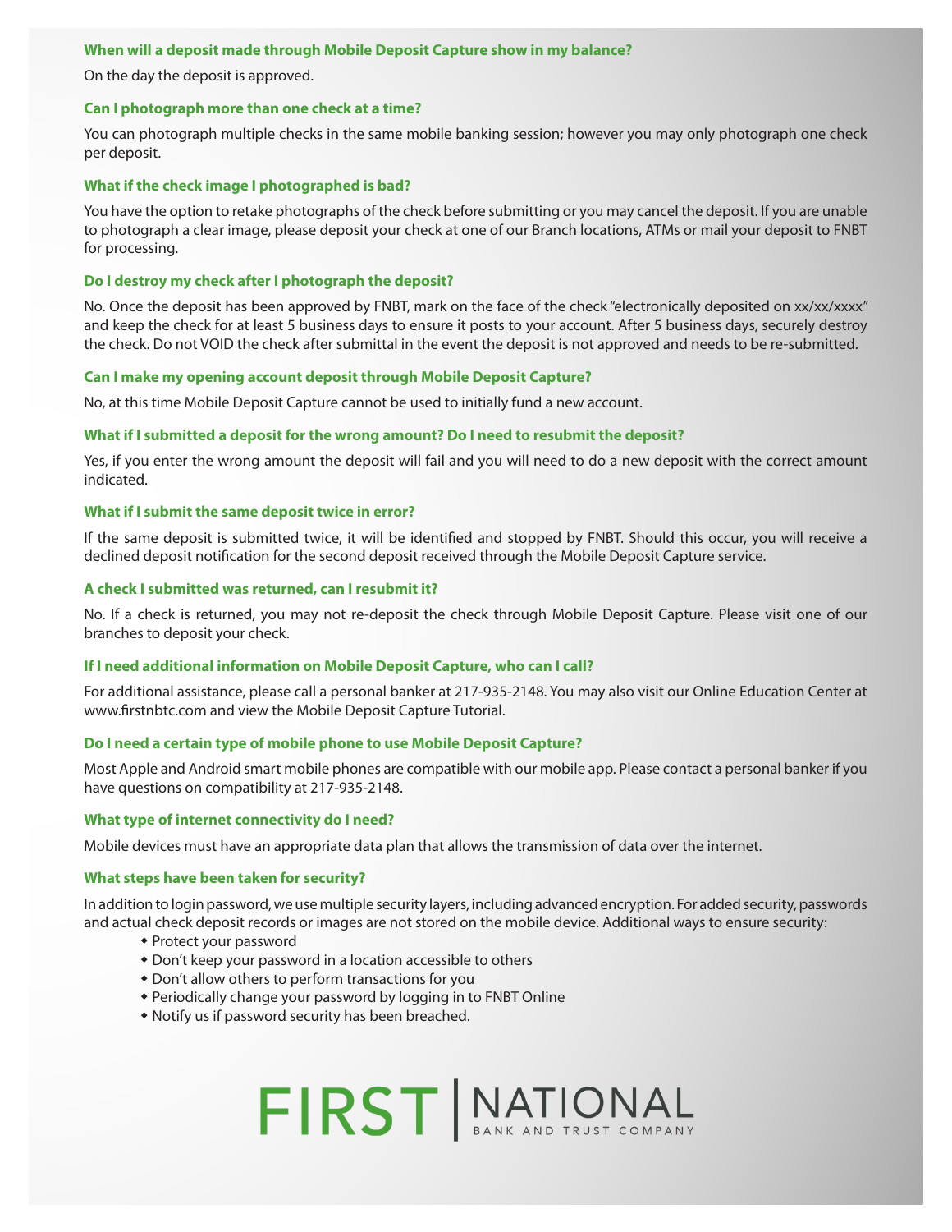### When will a deposit made through Mobile Deposit Capture show in my balance?

On the day the deposit is approved.

### Can I photograph more than one check at a time?

You can photograph multiple checks in the same mobile banking session; however you may only photograph one check per deposit.

### What if the check image I photographed is bad?

You have the option to retake photographs of the check before submitting or you may cancel the deposit. If you are unable to photograph a clear image, please deposit your check at one of our Branch locations, ATMs or mail your deposit to FNBT for processing.

### Do I destroy my check after I photograph the deposit?

No. Once the deposit has been approved by FNBT, mark on the face of the check "electronically deposited on xx/xx/xxxx" and keep the check for at least 5 business days to ensure it posts to your account. After 5 business days, securely destroy the check. Do not VOID the check after submittal in the event the deposit is not approved and needs to be re-submitted.

### Can I make my opening account deposit through Mobile Deposit Capture?

No, at this time Mobile Deposit Capture cannot be used to initially fund a new account.

### What if I submitted a deposit for the wrong amount? Do I need to resubmit the deposit?

Yes, if you enter the wrong amount the deposit will fail and you will need to do a new deposit with the correct amount indicated.

### What if I submit the same deposit twice in error?

If the same deposit is submitted twice, it will be identified and stopped by FNBT. Should this occur, you will receive a declined deposit notification for the second deposit received through the Mobile Deposit Capture service.

### A check I submitted was returned, can I resubmit it?

No. If a check is returned, you may not re-deposit the check through Mobile Deposit Capture. Please visit one of our branches to deposit your check.

### If I need additional information on Mobile Deposit Capture, who can I call?

For additional assistance, please call a personal banker at 217-935-2148. You may also visit our Online Education Center at www.firstnbtc.com and view the Mobile Deposit Capture Tutorial.

### Do I need a certain type of mobile phone to use Mobile Deposit Capture?

Most Apple and Android smart mobile phones are compatible with our mobile app. Please contact a personal banker if you have questions on compatibility at 217-935-2148.

### What type of internet connectivity do I need?

Mobile devices must have an appropriate data plan that allows the transmission of data over the internet.

### What steps have been taken for security?

In addition to login password, we use multiple security layers, including advanced encryption. For added security, passwords and actual check deposit records or images are not stored on the mobile device. Additional ways to ensure security:

- Protect your password
- Don't keep your password in a location accessible to others
- Don't allow others to perform transactions for you
- Periodically change your password by logging in to FNBT Online
- Notify us if password security has been breached.

FIRST | NATIONAL BANK AND TRUST COMPANY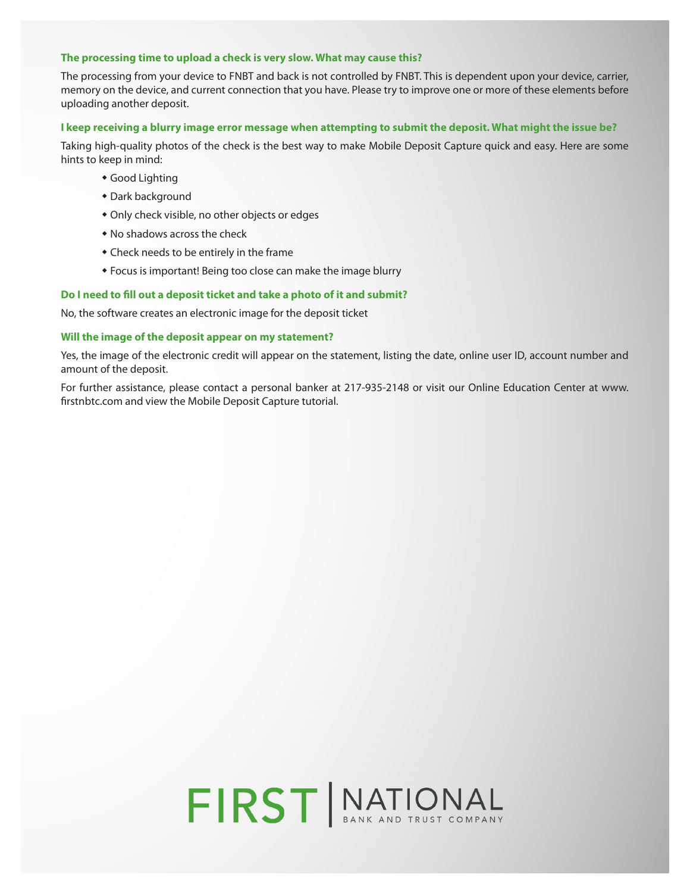### The processing time to upload a check is very slow. What may cause this?

The processing from your device to FNBT and back is not controlled by FNBT. This is dependent upon your device, carrier, memory on the device, and current connection that you have. Please try to improve one or more of these elements before uploading another deposit.

### I keep receiving a blurry image error message when attempting to submit the deposit. What might the issue be?

Taking high-quality photos of the check is the best way to make Mobile Deposit Capture quick and easy. Here are some hints to keep in mind:

- Good Lighting
- Dark background
- Only check visible, no other objects or edges
- No shadows across the check
- Check needs to be entirely in the frame
- Focus is important! Being too close can make the image blurry

### Do I need to fill out a deposit ticket and take a photo of it and submit?

No, the software creates an electronic image for the deposit ticket

### Will the image of the deposit appear on my statement?

Yes, the image of the electronic credit will appear on the statement, listing the date, online user ID, account number and amount of the deposit.

For further assistance, please contact a personal banker at 217-935-2148 or visit our Online Education Center at www.firstnbtc.com and view the Mobile Deposit Capture tutorial.

FIRST | NATIONAL
BANK AND TRUST COMPANY